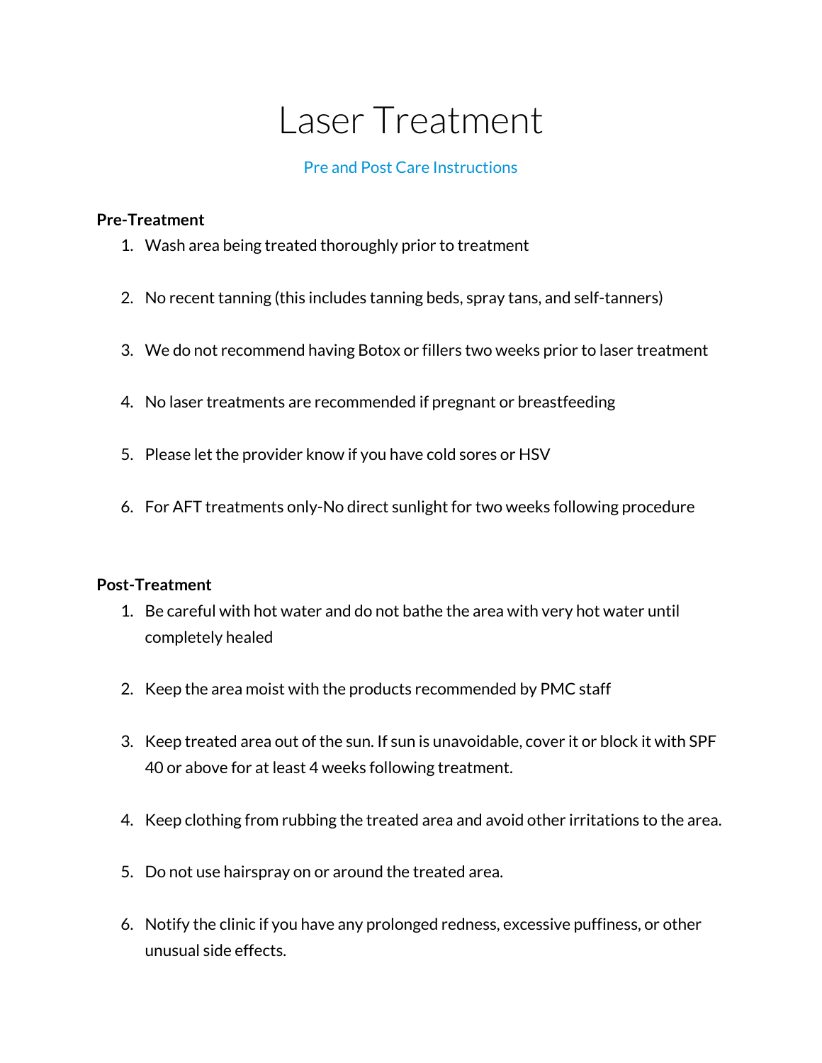# Laser Treatment

Pre and Post Care Instructions

**Pre-Treatment**

1. Wash area being treated thoroughly prior to treatment
2. No recent tanning (this includes tanning beds, spray tans, and self-tanners)
3. We do not recommend having Botox or fillers two weeks prior to laser treatment
4. No laser treatments are recommended if pregnant or breastfeeding
5. Please let the provider know if you have cold sores or HSV
6. For AFT treatments only-No direct sunlight for two weeks following procedure

**Post-Treatment**

1. Be careful with hot water and do not bathe the area with very hot water until completely healed
2. Keep the area moist with the products recommended by PMC staff
3. Keep treated area out of the sun. If sun is unavoidable, cover it or block it with SPF 40 or above for at least 4 weeks following treatment.
4. Keep clothing from rubbing the treated area and avoid other irritations to the area.
5. Do not use hairspray on or around the treated area.
6. Notify the clinic if you have any prolonged redness, excessive puffiness, or other unusual side effects.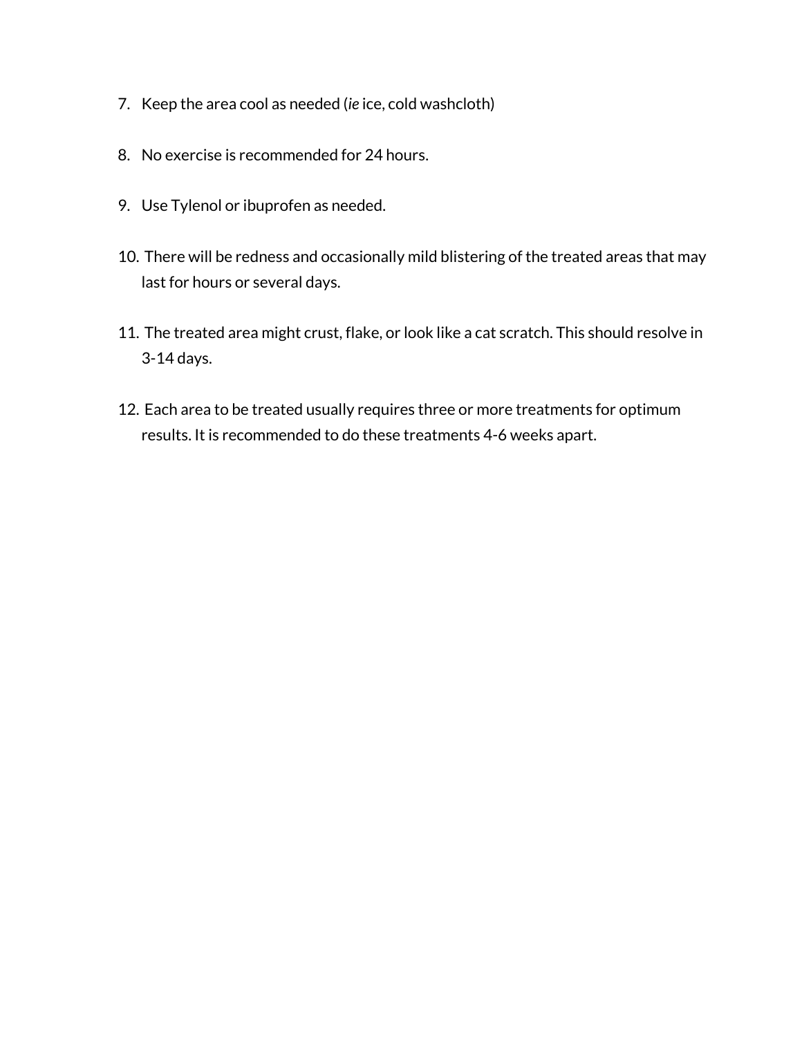7. Keep the area cool as needed (*ie* ice, cold washcloth)

8. No exercise is recommended for 24 hours.

9. Use Tylenol or ibuprofen as needed.

10. There will be redness and occasionally mild blistering of the treated areas that may last for hours or several days.

11. The treated area might crust, flake, or look like a cat scratch. This should resolve in 3-14 days.

12. Each area to be treated usually requires three or more treatments for optimum results. It is recommended to do these treatments 4-6 weeks apart.